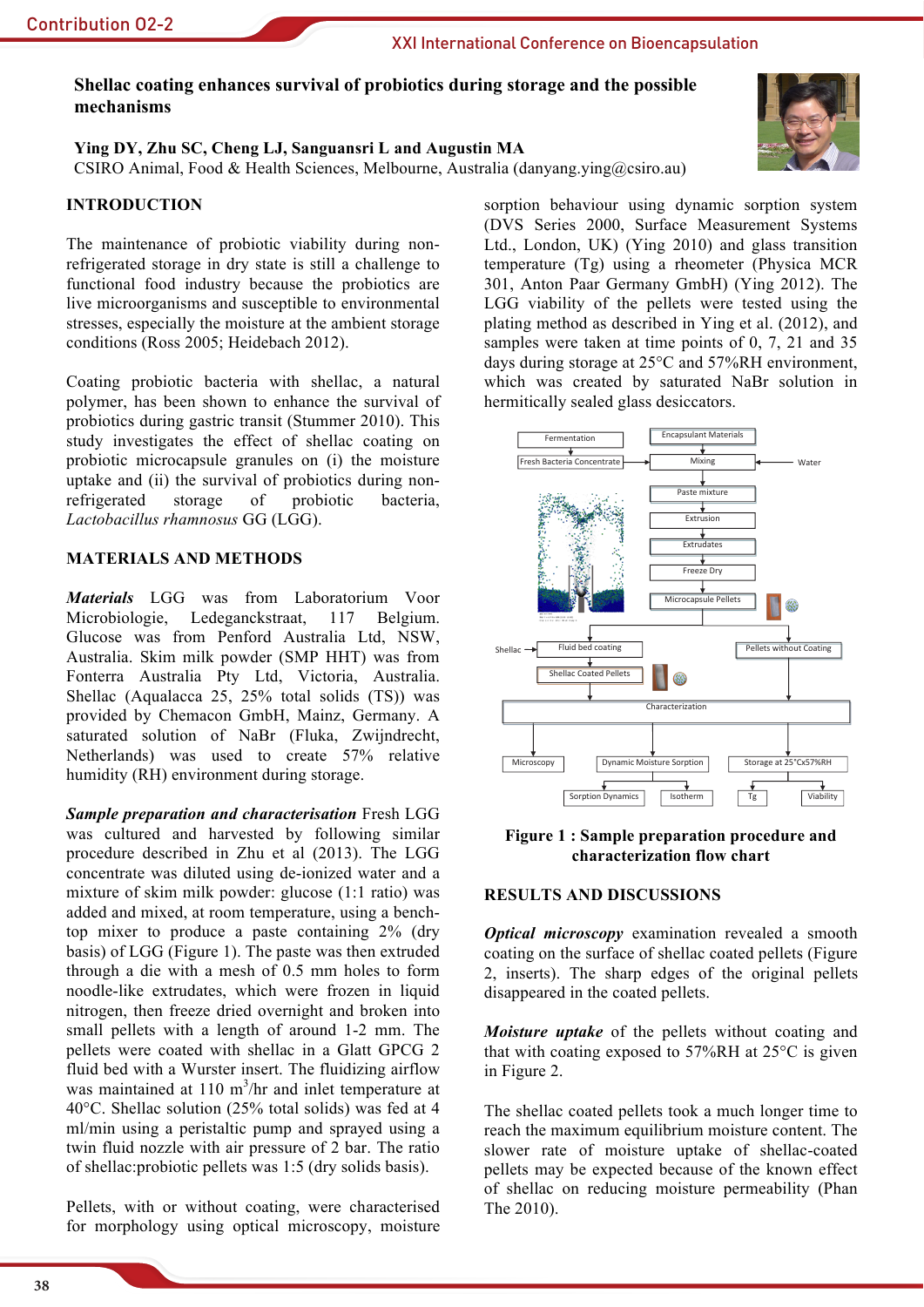# Shellac coating enhances survival of probiotics during storage and the possible mechanisms

**Ying DY, Zhu SC, Cheng LJ, Sanguansri L and Augustin MA**

CSIRO Animal, Food & Health Sciences, Melbourne, Australia (danyang.ying@csiro.au)

## INTRODUCTION

The maintenance of probiotic viability during non-refrigerated storage in dry state is still a challenge to functional food industry because the probiotics are live microorganisms and susceptible to environmental stresses, especially the moisture at the ambient storage conditions (Ross 2005; Heidebach 2012).

Coating probiotic bacteria with shellac, a natural polymer, has been shown to enhance the survival of probiotics during gastric transit (Stummer 2010). This study investigates the effect of shellac coating on probiotic microcapsule granules on (i) the moisture uptake and (ii) the survival of probiotics during non-refrigerated storage of probiotic bacteria, *Lactobacillus rhamnosus* GG (LGG).

## MATERIALS AND METHODS

***Materials*** LGG was from Laboratorium Voor Microbiologie, Ledeganckstraat, 117 Belgium. Glucose was from Penford Australia Ltd, NSW, Australia. Skim milk powder (SMP HHT) was from Fonterra Australia Pty Ltd, Victoria, Australia. Shellac (Aqualacca 25, 25% total solids (TS)) was provided by Chemacon GmbH, Mainz, Germany. A saturated solution of NaBr (Fluka, Zwijndrecht, Netherlands) was used to create 57% relative humidity (RH) environment during storage.

***Sample preparation and characterisation*** Fresh LGG was cultured and harvested by following similar procedure described in Zhu et al (2013). The LGG concentrate was diluted using de-ionized water and a mixture of skim milk powder: glucose (1:1 ratio) was added and mixed, at room temperature, using a bench-top mixer to produce a paste containing 2% (dry basis) of LGG (Figure 1). The paste was then extruded through a die with a mesh of 0.5 mm holes to form noodle-like extrudates, which were frozen in liquid nitrogen, then freeze dried overnight and broken into small pellets with a length of around 1-2 mm. The pellets were coated with shellac in a Glatt GPCG 2 fluid bed with a Wurster insert. The fluidizing airflow was maintained at 110 $m^3$/hr and inlet temperature at 40°C. Shellac solution (25% total solids) was fed at 4 ml/min using a peristaltic pump and sprayed using a twin fluid nozzle with air pressure of 2 bar. The ratio of shellac:probiotic pellets was 1:5 (dry solids basis).

Pellets, with or without coating, were characterised for morphology using optical microscopy, moisture sorption behaviour using dynamic sorption system (DVS Series 2000, Surface Measurement Systems Ltd., London, UK) (Ying 2010) and glass transition temperature (Tg) using a rheometer (Physica MCR 301, Anton Paar Germany GmbH) (Ying 2012). The LGG viability of the pellets were tested using the plating method as described in Ying et al. (2012), and samples were taken at time points of 0, 7, 21 and 35 days during storage at 25°C and 57%RH environment, which was created by saturated NaBr solution in hermitically sealed glass desiccators.

**Figure 1 : Sample preparation procedure and characterization flow chart**

## RESULTS AND DISCUSSIONS

***Optical microscopy*** examination revealed a smooth coating on the surface of shellac coated pellets (Figure 2, inserts). The sharp edges of the original pellets disappeared in the coated pellets.

***Moisture uptake*** of the pellets without coating and that with coating exposed to 57%RH at 25°C is given in Figure 2.

The shellac coated pellets took a much longer time to reach the maximum equilibrium moisture content. The slower rate of moisture uptake of shellac-coated pellets may be expected because of the known effect of shellac on reducing moisture permeability (Phan The 2010).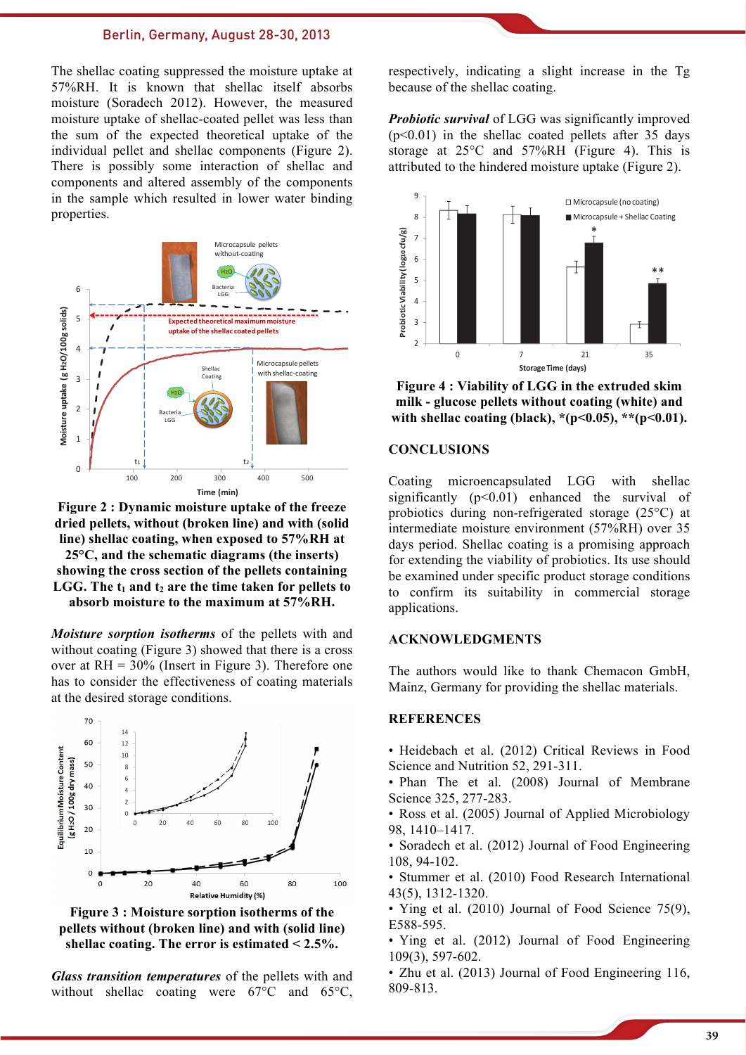The shellac coating suppressed the moisture uptake at 57%RH. It is known that shellac itself absorbs moisture (Soradech 2012). However, the measured moisture uptake of shellac-coated pellet was less than the sum of the expected theoretical uptake of the individual pellet and shellac components (Figure 2). There is possibly some interaction of shellac and components and altered assembly of the components in the sample which resulted in lower water binding properties.

Microcapsule pellets without-coating
$H_2O$
Bacteria LGG
Expected theoretical maximum moisture uptake of the shellac coated pellets
Shellac Coating
$H_2O$
Bacteria LGG
Microcapsule pellets with shellac-coating
Moisture uptake (g $H_2O$/100g solids)
0
1
2
3
4
5
6
$t_1$
$t_2$
100
200
300
400
500
Time (min)

**Figure 2 : Dynamic moisture uptake of the freeze dried pellets, without (broken line) and with (solid line) shellac coating, when exposed to 57%RH at 25°C, and the schematic diagrams (the inserts) showing the cross section of the pellets containing LGG. The $t_1$ and $t_2$ are the time taken for pellets to absorb moisture to the maximum at 57%RH.**

***Moisture sorption isotherms*** of the pellets with and without coating (Figure 3) showed that there is a cross over at RH = 30% (Insert in Figure 3). Therefore one has to consider the effectiveness of coating materials at the desired storage conditions.

Equilibrium Moisture Content (g $H_2O$ / 100g dry mass)
0
10
20
30
40
50
60
70
0
20
40
60
80
100
Relative Humidity (%)
0
2
4
6
8
10
12
14
0
20
40
60
80
100

**Figure 3 : Moisture sorption isotherms of the pellets without (broken line) and with (solid line) shellac coating. The error is estimated < 2.5%.**

***Glass transition temperatures*** of the pellets with and without shellac coating were 67°C and 65°C, respectively, indicating a slight increase in the Tg because of the shellac coating.

***Probiotic survival*** of LGG was significantly improved ($p<0.01$) in the shellac coated pellets after 35 days storage at 25°C and 57%RH (Figure 4). This is attributed to the hindered moisture uptake (Figure 2).

Microcapsule (no coating)
Microcapsule + Shellac Coating
Probiotic Viability (log10 cfu/g)
2
3
4
5
6
7
8
9
*
**
0
7
21
35
Storage Time (days)

**Figure 4 : Viability of LGG in the extruded skim milk - glucose pellets without coating (white) and with shellac coating (black), *($p<0.05$), **($p<0.01$).**

## CONCLUSIONS

Coating microencapsulated LGG with shellac significantly ($p<0.01$) enhanced the survival of probiotics during non-refrigerated storage (25°C) at intermediate moisture environment (57%RH) over 35 days period. Shellac coating is a promising approach for extending the viability of probiotics. Its use should be examined under specific product storage conditions to confirm its suitability in commercial storage applications.

## ACKNOWLEDGMENTS

The authors would like to thank Chemacon GmbH, Mainz, Germany for providing the shellac materials.

## REFERENCES

- Heidebach et al. (2012) Critical Reviews in Food Science and Nutrition 52, 291-311.
- Phan The et al. (2008) Journal of Membrane Science 325, 277-283.
- Ross et al. (2005) Journal of Applied Microbiology 98, 1410–1417.
- Soradech et al. (2012) Journal of Food Engineering 108, 94-102.
- Stummer et al. (2010) Food Research International 43(5), 1312-1320.
- Ying et al. (2010) Journal of Food Science 75(9), E588-595.
- Ying et al. (2012) Journal of Food Engineering 109(3), 597-602.
- Zhu et al. (2013) Journal of Food Engineering 116, 809-813.